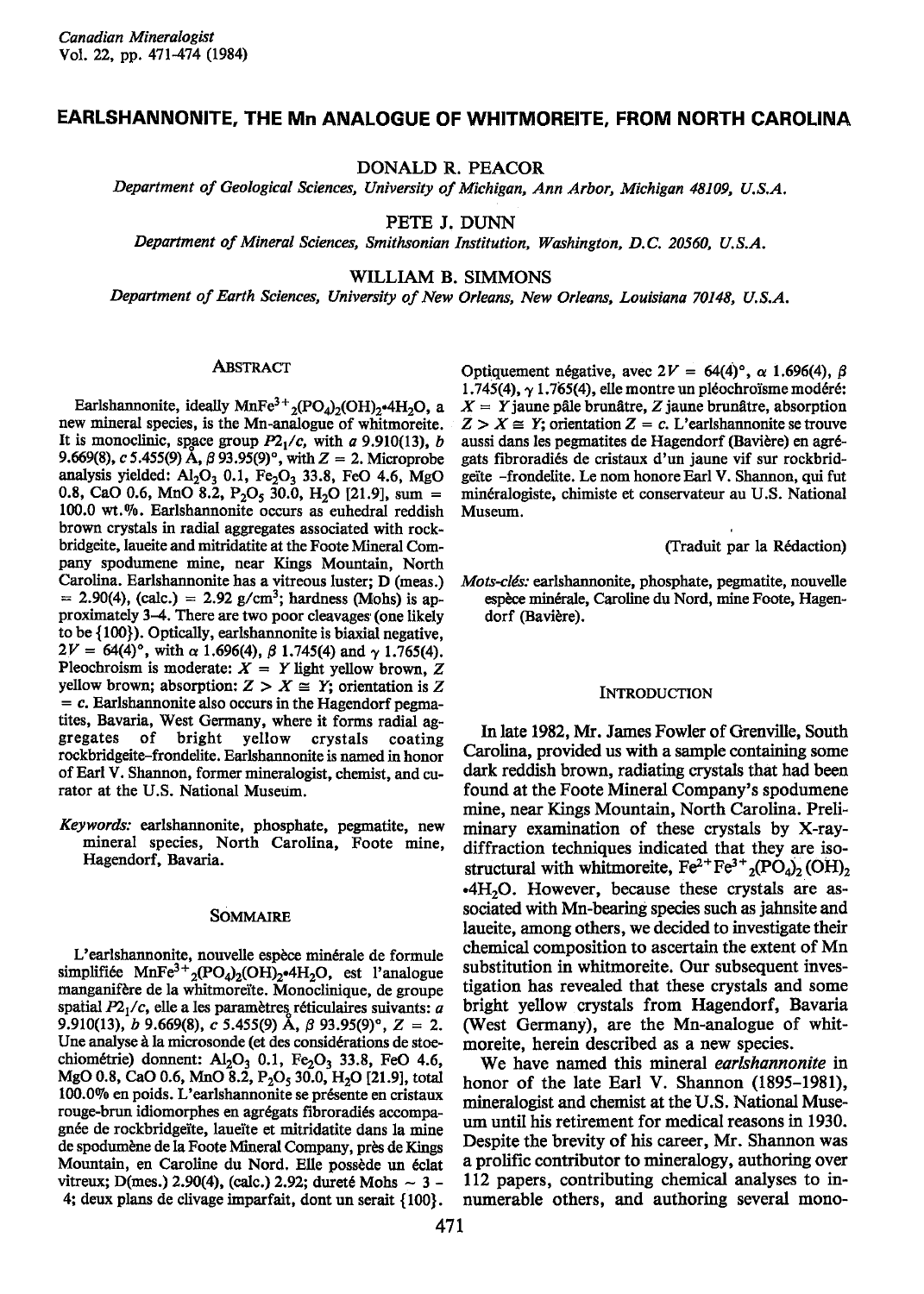# EARLSHANNONITE, THE Mn ANALOGUE OF WHITMOREITE, FROM NORTH CAROLINA

DONALD R. PEACOR

*Department of Geological Sciences, University of Michigan, Ann Arbor, Michigan 48109, U.S.A.*

PETE J. DUNN

*Department of Mineral Sciences, Smithsonian Institution, Washington, D.C. 20560, U.S.A.*

WILLIAM B. SIMMONS

*Department of Earth Sciences, University of New Orleans, New Orleans, Louisiana 70148, U.S.A.*

## ABSTRACT

Earlshannonite, ideally $MnFe^{3+}_2(PO_4)_2(OH)_2{\cdot}4H_2O$, a new mineral species, is the Mn-analogue of whitmoreite. It is monoclinic, space group $P2_1/c$, with *a* 9.910(13), *b* 9.669(8), *c* 5.455(9) Å, β 93.95(9)°, with *Z* = 2. Microprobe analysis yielded: $Al_2O_3$ 0.1, $Fe_2O_3$ 33.8, FeO 4.6, MgO 0.8, CaO 0.6, MnO 8.2, $P_2O_5$ 30.0, $H_2O$ [21.9], sum = 100.0 wt.%. Earlshannonite occurs as euhedral reddish brown crystals in radial aggregates associated with rockbridgeite, laueite and mitridatite at the Foote Mineral Company spodumene mine, near Kings Mountain, North Carolina. Earlshannonite has a vitreous luster; D (meas.) = 2.90(4), (calc.) = 2.92 g/cm³; hardness (Mohs) is approximately 3–4. There are two poor cleavages (one likely to be {100}). Optically, earlshannonite is biaxial negative, 2*V* = 64(4)°, with α 1.696(4), β 1.745(4) and γ 1.765(4). Pleochroism is moderate: *X* = *Y* light yellow brown, *Z* yellow brown; absorption: *Z* > *X* ≅ *Y*; orientation is *Z* = *c*. Earlshannonite also occurs in the Hagendorf pegmatites, Bavaria, West Germany, where it forms radial aggregates of bright yellow crystals coating rockbridgeite–frondelite. Earlshannonite is named in honor of Earl V. Shannon, former mineralogist, chemist, and curator at the U.S. National Museum.

*Keywords:* earlshannonite, phosphate, pegmatite, new mineral species, North Carolina, Foote mine, Hagendorf, Bavaria.

## SOMMAIRE

L'earlshannonite, nouvelle espèce minérale de formule simplifiée $MnFe^{3+}_2(PO_4)_2(OH)_2{\cdot}4H_2O$, est l'analogue manganifère de la whitmoreïte. Monoclinique, de groupe spatial $P2_1/c$, elle a les paramètres réticulaires suivants: *a* 9.910(13), *b* 9.669(8), *c* 5.455(9) Å, β 93.95(9)°, *Z* = 2. Une analyse à la microsonde (et des considérations de stoechiométrie) donnent: $Al_2O_3$ 0.1, $Fe_2O_3$ 33.8, FeO 4.6, MgO 0.8, CaO 0.6, MnO 8.2, $P_2O_5$ 30.0, $H_2O$ [21.9], total 100.0% en poids. L'earlshannonite se présente en cristaux rouge-brun idiomorphes en agrégats fibroradiés accompagnée de rockbridgeïte, laueïte et mitridatite dans la mine de spodumène de la Foote Mineral Company, près de Kings Mountain, en Caroline du Nord. Elle possède un éclat vitreux; D(mes.) 2.90(4), (calc.) 2.92; dureté Mohs ~ 3 - 4; deux plans de clivage imparfait, dont un serait {100}. Optiquement négative, avec 2*V* = 64(4)°, α 1.696(4), β 1.745(4), γ 1.765(4), elle montre un pléochroïsme modéré: *X* = *Y* jaune pâle brunâtre, *Z* jaune brunâtre, absorption *Z* > *X* ≅ *Y*; orientation *Z* = *c*. L'earlshannonite se trouve aussi dans les pegmatites de Hagendorf (Bavière) en agrégats fibroradiés de cristaux d'un jaune vif sur rockbridgeïte -frondelite. Le nom honore Earl V. Shannon, qui fut minéralogiste, chimiste et conservateur au U.S. National Museum.

(Traduit par la Rédaction)

*Mots-clés:* earlshannonite, phosphate, pegmatite, nouvelle espèce minérale, Caroline du Nord, mine Foote, Hagendorf (Bavière).

## INTRODUCTION

In late 1982, Mr. James Fowler of Grenville, South Carolina, provided us with a sample containing some dark reddish brown, radiating crystals that had been found at the Foote Mineral Company's spodumene mine, near Kings Mountain, North Carolina. Preliminary examination of these crystals by X-ray-diffraction techniques indicated that they are isostructural with whitmoreite, $Fe^{2+}Fe^{3+}_2(PO_4)_2(OH)_2{\cdot}4H_2O$. However, because these crystals are associated with Mn-bearing species such as jahnsite and laueite, among others, we decided to investigate their chemical composition to ascertain the extent of Mn substitution in whitmoreite. Our subsequent investigation has revealed that these crystals and some bright yellow crystals from Hagendorf, Bavaria (West Germany), are the Mn-analogue of whitmoreite, herein described as a new species.

We have named this mineral *earlshannonite* in honor of the late Earl V. Shannon (1895–1981), mineralogist and chemist at the U.S. National Museum until his retirement for medical reasons in 1930. Despite the brevity of his career, Mr. Shannon was a prolific contributor to mineralogy, authoring over 112 papers, contributing chemical analyses to innumerable others, and authoring several mono-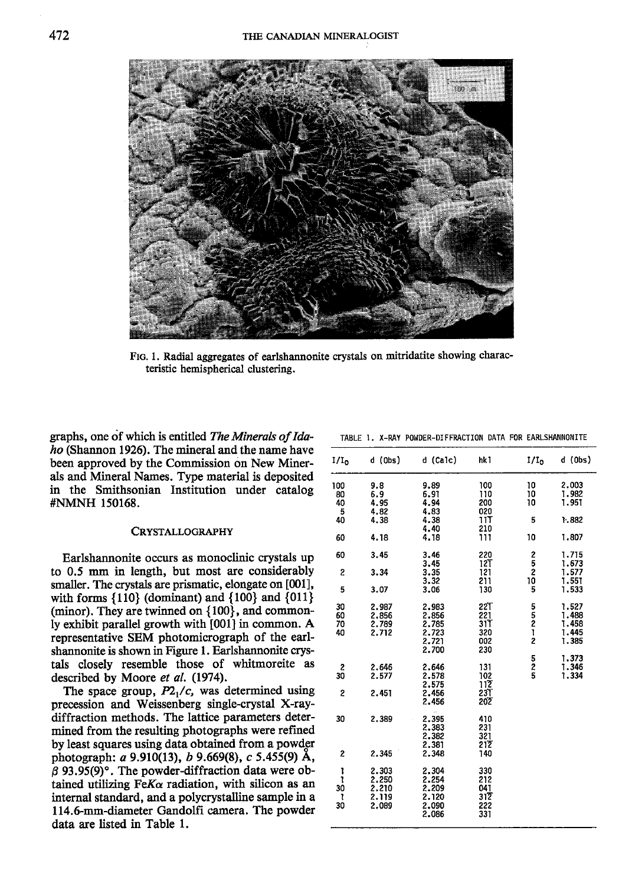FIG. 1. Radial aggregates of earlshannonite crystals on mitridatite showing characteristic hemispherical clustering.

graphs, one of which is entitled *The Minerals of Idaho* (Shannon 1926). The mineral and the name have been approved by the Commission on New Minerals and Mineral Names. Type material is deposited in the Smithsonian Institution under catalog #NMNH 150168.

## CRYSTALLOGRAPHY

Earlshannonite occurs as monoclinic crystals up to 0.5 mm in length, but most are considerably smaller. The crystals are prismatic, elongate on [001], with forms {110} (dominant) and {100} and {011} (minor). They are twinned on {100}, and commonly exhibit parallel growth with [001] in common. A representative SEM photomicrograph of the earlshannonite is shown in Figure 1. Earlshannonite crystals closely resemble those of whitmoreite as described by Moore *et al.* (1974).

The space group, $P2_1/c$, was determined using precession and Weissenberg single-crystal X-ray-diffraction methods. The lattice parameters determined from the resulting photographs were refined by least squares using data obtained from a powder photograph: *a* 9.910(13), *b* 9.669(8), *c* 5.455(9) Å, $\beta$ 93.95(9)°. The powder-diffraction data were obtained utilizing Fe$K\alpha$ radiation, with silicon as an internal standard, and a polycrystalline sample in a 114.6-mm-diameter Gandolfi camera. The powder data are listed in Table 1.

TABLE 1. X-RAY POWDER-DIFFRACTION DATA FOR EARLSHANNONITE

| $I/I_0$ | d (Obs) | d (Calc) | hkl | $I/I_0$ | d (Obs) |
|---|---|---|---|---|---|
| 100 | 9.8 | 9.89 | 100 | 10 | 2.003 |
| 80 | 6.9 | 6.91 | 110 | 10 | 1.982 |
| 40 | 4.95 | 4.94 | 200 | 10 | 1.951 |
| 5 | 4.82 | 4.83 | 020 | | |
| 40 | 4.38 | 4.38 | $11\bar{1}$ | 5 | 1.882 |
| | | 4.40 | 210 | | |
| 60 | 4.18 | 4.18 | 111 | 10 | 1.807 |
| 60 | 3.45 | 3.46 | 220 | 2 | 1.715 |
| | | 3.45 | $12\bar{1}$ | 5 | 1.673 |
| 2 | 3.34 | 3.35 | 121 | 2 | 1.577 |
| | | 3.32 | 211 | 10 | 1.551 |
| 5 | 3.07 | 3.06 | 130 | 5 | 1.533 |
| 30 | 2.987 | 2.983 | $22\bar{1}$ | 5 | 1.527 |
| 60 | 2.856 | 2.856 | 221 | 5 | 1.488 |
| 70 | 2.789 | 2.785 | $31\bar{1}$ | 2 | 1.458 |
| 40 | 2.712 | 2.723 | 320 | 1 | 1.445 |
| | | 2.721 | 002 | 2 | 1.385 |
| | | 2.700 | 230 | | |
| | | | | 5 | 1.373 |
| 2 | 2.646 | 2.646 | 131 | 2 | 1.346 |
| 30 | 2.577 | 2.578 | 102 | 5 | 1.334 |
| | | 2.575 | $11\bar{2}$ | | |
| 2 | 2.451 | 2.456 | $23\bar{1}$ | | |
| | | 2.456 | $20\bar{2}$ | | |
| 30 | 2.389 | 2.395 | 410 | | |
| | | 2.383 | 231 | | |
| | | 2.382 | $32\bar{1}$ | | |
| | | 2.381 | $21\bar{2}$ | | |
| 2 | 2.345 | 2.348 | 140 | | |
| 1 | 2.303 | 2.304 | 330 | | |
| 1 | 2.250 | 2.254 | 212 | | |
| 30 | 2.210 | 2.209 | 041 | | |
| 1 | 2.119 | 2.120 | $31\bar{2}$ | | |
| 30 | 2.089 | 2.090 | 222 | | |
| | | 2.086 | 331 | | |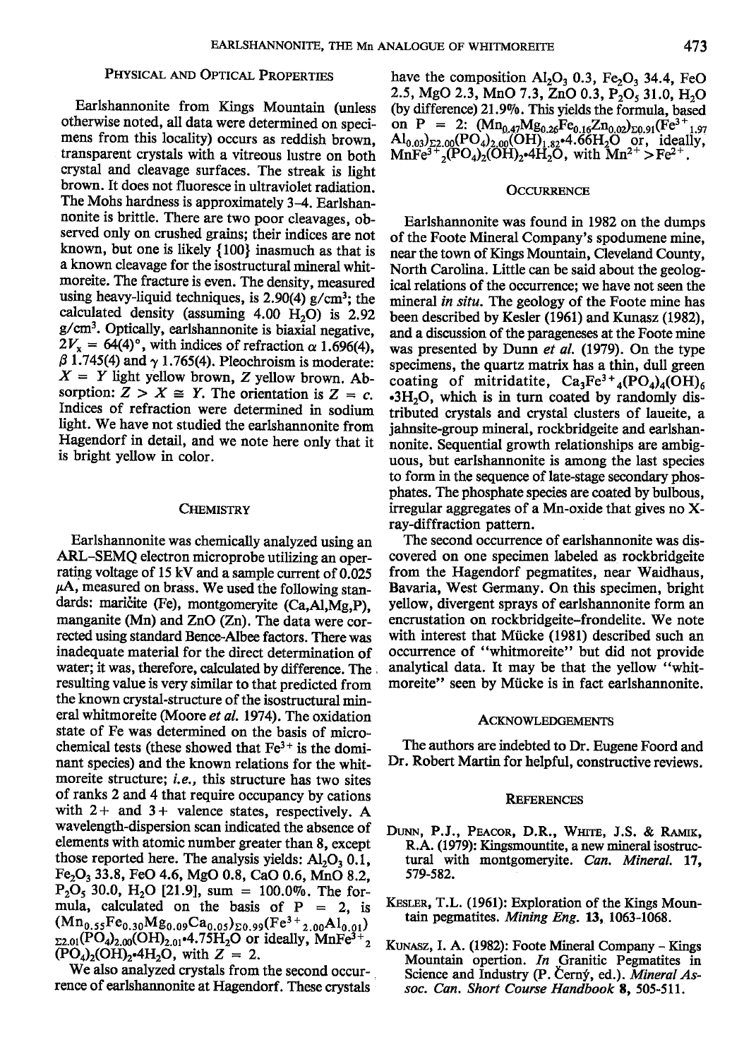## Physical and Optical Properties

Earlshannonite from Kings Mountain (unless otherwise noted, all data were determined on specimens from this locality) occurs as reddish brown, transparent crystals with a vitreous lustre on both crystal and cleavage surfaces. The streak is light brown. It does not fluoresce in ultraviolet radiation. The Mohs hardness is approximately 3–4. Earlshannonite is brittle. There are two poor cleavages, observed only on crushed grains; their indices are not known, but one is likely {100} inasmuch as that is a known cleavage for the isostructural mineral whitmoreite. The fracture is even. The density, measured using heavy-liquid techniques, is 2.90(4) g/cm$^3$; the calculated density (assuming 4.00 $H_2O$) is 2.92 g/cm$^3$. Optically, earlshannonite is biaxial negative, $2V_x = 64(4)°$, with indices of refraction $\alpha$ 1.696(4), $\beta$ 1.745(4) and $\gamma$ 1.765(4). Pleochroism is moderate: $X = Y$ light yellow brown, $Z$ yellow brown. Absorption: $Z > X \cong Y$. The orientation is $Z = c$. Indices of refraction were determined in sodium light. We have not studied the earlshannonite from Hagendorf in detail, and we note here only that it is bright yellow in color.

## Chemistry

Earlshannonite was chemically analyzed using an ARL–SEMQ electron microprobe utilizing an operating voltage of 15 kV and a sample current of 0.025 $\mu$A, measured on brass. We used the following standards: maričite (Fe), montgomeryite (Ca,Al,Mg,P), manganite (Mn) and ZnO (Zn). The data were corrected using standard Bence-Albee factors. There was inadequate material for the direct determination of water; it was, therefore, calculated by difference. The resulting value is very similar to that predicted from the known crystal-structure of the isostructural mineral whitmoreite (Moore *et al.* 1974). The oxidation state of Fe was determined on the basis of microchemical tests (these showed that $Fe^{3+}$ is the dominant species) and the known relations for the whitmoreite structure; *i.e.*, this structure has two sites of ranks 2 and 4 that require occupancy by cations with 2+ and 3+ valence states, respectively. A wavelength-dispersion scan indicated the absence of elements with atomic number greater than 8, except those reported here. The analysis yields: $Al_2O_3$ 0.1, $Fe_2O_3$ 33.8, FeO 4.6, MgO 0.8, CaO 0.6, MnO 8.2, $P_2O_5$ 30.0, $H_2O$ [21.9], sum = 100.0%. The formula, calculated on the basis of P = 2, is $(Mn_{0.55}Fe_{0.30}Mg_{0.09}Ca_{0.05})_{\Sigma 0.99}(Fe^{3+}_{2.00}Al_{0.01})_{\Sigma 2.01}(PO_4)_{2.00}(OH)_{2.01}{\cdot}4.75H_2O$ or ideally, $MnFe^{3+}_2(PO_4)_2(OH)_2{\cdot}4H_2O$, with $Z = 2$.

We also analyzed crystals from the second occurrence of earlshannonite at Hagendorf. These crystals have the composition $Al_2O_3$ 0.3, $Fe_2O_3$ 34.4, FeO 2.5, MgO 2.3, MnO 7.3, ZnO 0.3, $P_2O_5$ 31.0, $H_2O$ (by difference) 21.9%. This yields the formula, based on P = 2: $(Mn_{0.47}Mg_{0.26}Fe_{0.16}Zn_{0.02})_{\Sigma 0.91}(Fe^{3+}_{1.97}Al_{0.03})_{\Sigma 2.00}(PO_4)_{2.00}(OH)_{1.82}{\cdot}4.66H_2O$ or, ideally, $MnFe^{3+}_2(PO_4)_2(OH)_2{\cdot}4H_2O$, with $Mn^{2+} > Fe^{2+}$.

## Occurrence

Earlshannonite was found in 1982 on the dumps of the Foote Mineral Company's spodumene mine, near the town of Kings Mountain, Cleveland County, North Carolina. Little can be said about the geological relations of the occurrence; we have not seen the mineral *in situ*. The geology of the Foote mine has been described by Kesler (1961) and Kunasz (1982), and a discussion of the parageneses at the Foote mine was presented by Dunn *et al.* (1979). On the type specimens, the quartz matrix has a thin, dull green coating of mitridatite, $Ca_3Fe^{3+}_4(PO_4)_4(OH)_6{\cdot}3H_2O$, which is in turn coated by randomly distributed crystals and crystal clusters of laueite, a jahnsite-group mineral, rockbridgeite and earlshannonite. Sequential growth relationships are ambiguous, but earlshannonite is among the last species to form in the sequence of late-stage secondary phosphates. The phosphate species are coated by bulbous, irregular aggregates of a Mn-oxide that gives no X-ray-diffraction pattern.

The second occurrence of earlshannonite was discovered on one specimen labeled as rockbridgeite from the Hagendorf pegmatites, near Waidhaus, Bavaria, West Germany. On this specimen, bright yellow, divergent sprays of earlshannonite form an encrustation on rockbridgeite–frondelite. We note with interest that Mücke (1981) described such an occurrence of "whitmoreite" but did not provide analytical data. It may be that the yellow "whitmoreite" seen by Mücke is in fact earlshannonite.

## Acknowledgements

The authors are indebted to Dr. Eugene Foord and Dr. Robert Martin for helpful, constructive reviews.

## References

Dunn, P.J., Peacor, D.R., White, J.S. & Ramik, R.A. (1979): Kingsmountite, a new mineral isostructural with montgomeryite. *Can. Mineral.* **17**, 579-582.

Kesler, T.L. (1961): Exploration of the Kings Mountain pegmatites. *Mining Eng.* **13**, 1063-1068.

Kunasz, I. A. (1982): Foote Mineral Company – Kings Mountain opertion. *In* Granitic Pegmatites in Science and Industry (P. Černý, ed.). *Mineral Assoc. Can. Short Course Handbook* **8**, 505-511.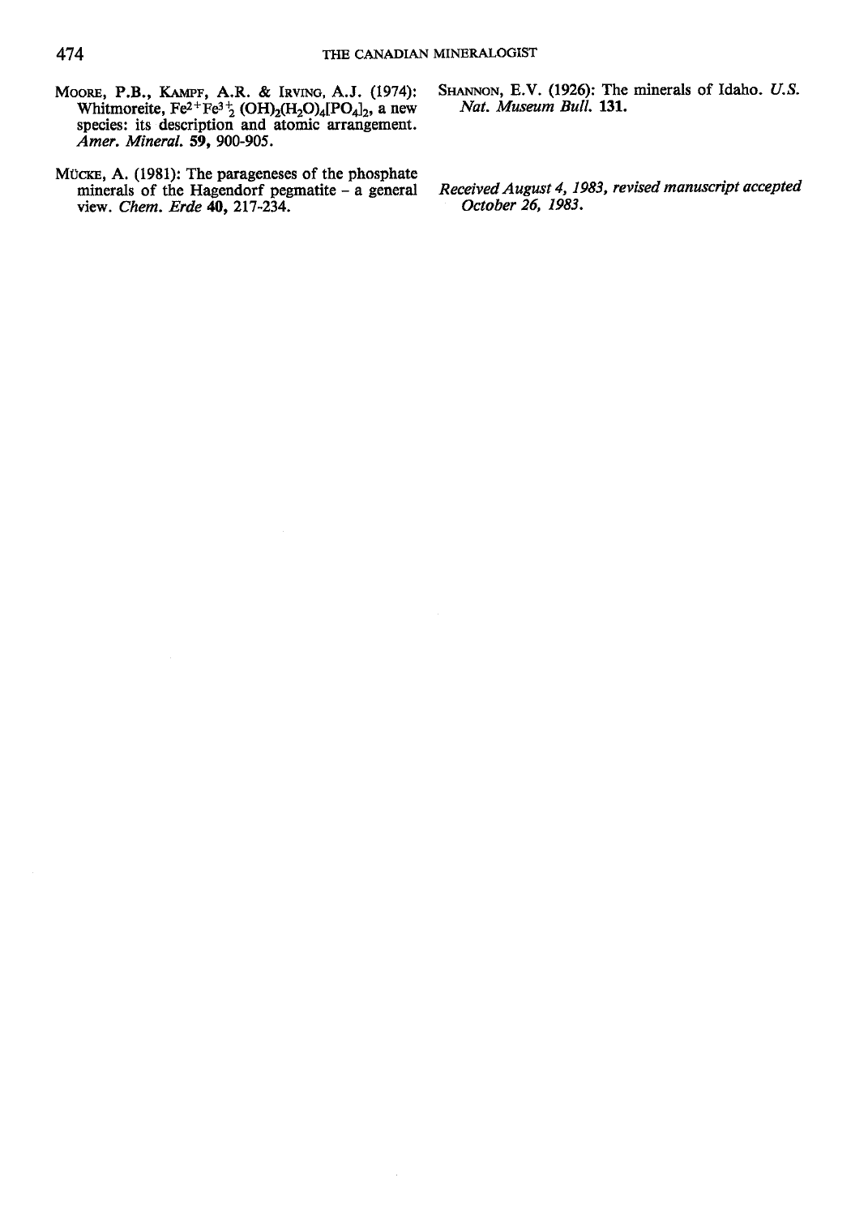MOORE, P.B., KAMPF, A.R. & IRVING, A.J. (1974): Whitmoreite, $Fe^{2+}Fe^{3+}_2(OH)_2(H_2O)_4[PO_4]_2$, a new species: its description and atomic arrangement. *Amer. Mineral.* **59**, 900-905.

MÜCKE, A. (1981): The parageneses of the phosphate minerals of the Hagendorf pegmatite – a general view. *Chem. Erde* **40**, 217-234.

SHANNON, E.V. (1926): The minerals of Idaho. *U.S. Nat. Museum Bull.* **131**.

*Received August 4, 1983, revised manuscript accepted October 26, 1983.*